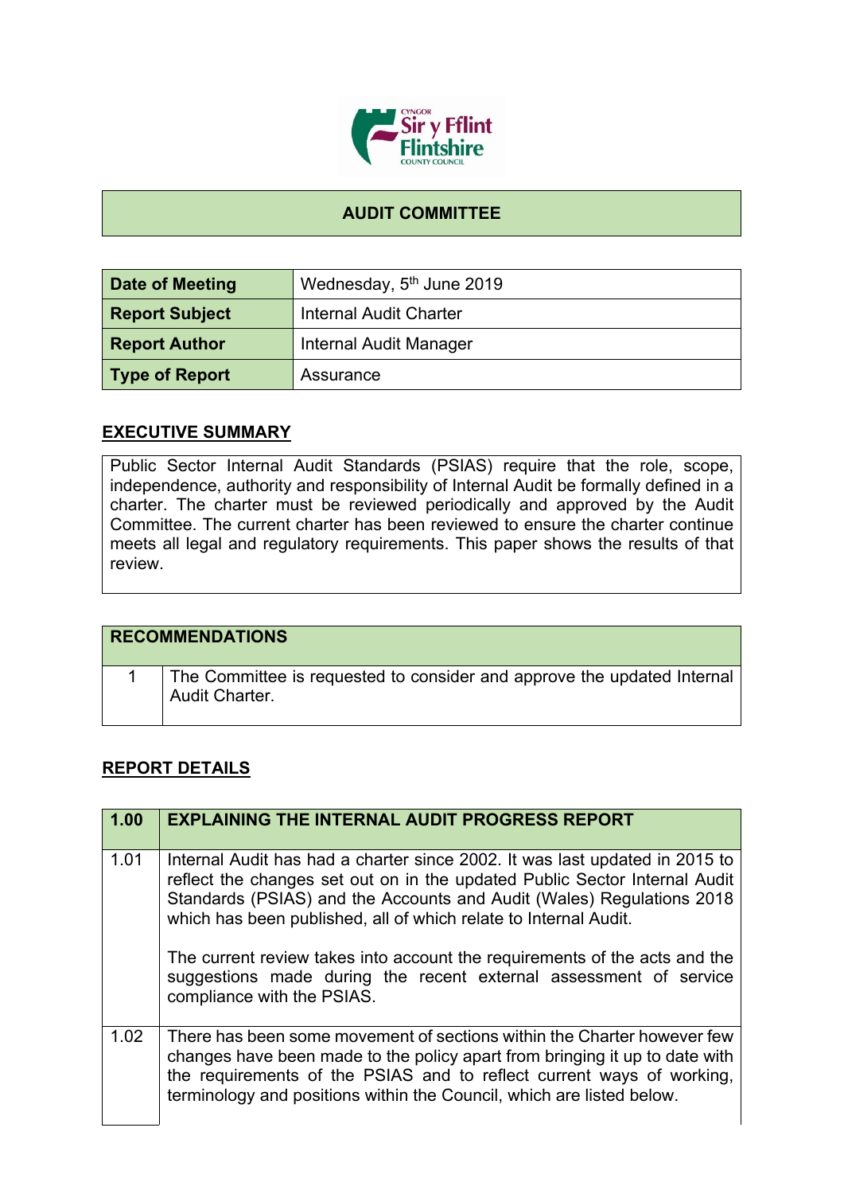# AUDIT COMMITTEE

| | |
|---|---|
| **Date of Meeting** | Wednesday, 5th June 2019 |
| **Report Subject** | Internal Audit Charter |
| **Report Author** | Internal Audit Manager |
| **Type of Report** | Assurance |

## EXECUTIVE SUMMARY

Public Sector Internal Audit Standards (PSIAS) require that the role, scope, independence, authority and responsibility of Internal Audit be formally defined in a charter. The charter must be reviewed periodically and approved by the Audit Committee. The current charter has been reviewed to ensure the charter continue meets all legal and regulatory requirements. This paper shows the results of that review.

| **RECOMMENDATIONS** | |
|---|---|
| 1 | The Committee is requested to consider and approve the updated Internal Audit Charter. |

## REPORT DETAILS

| **1.00** | **EXPLAINING THE INTERNAL AUDIT PROGRESS REPORT** |
|---|---|
| 1.01 | Internal Audit has had a charter since 2002. It was last updated in 2015 to reflect the changes set out on in the updated Public Sector Internal Audit Standards (PSIAS) and the Accounts and Audit (Wales) Regulations 2018 which has been published, all of which relate to Internal Audit.<br><br>The current review takes into account the requirements of the acts and the suggestions made during the recent external assessment of service compliance with the PSIAS. |
| 1.02 | There has been some movement of sections within the Charter however few changes have been made to the policy apart from bringing it up to date with the requirements of the PSIAS and to reflect current ways of working, terminology and positions within the Council, which are listed below. |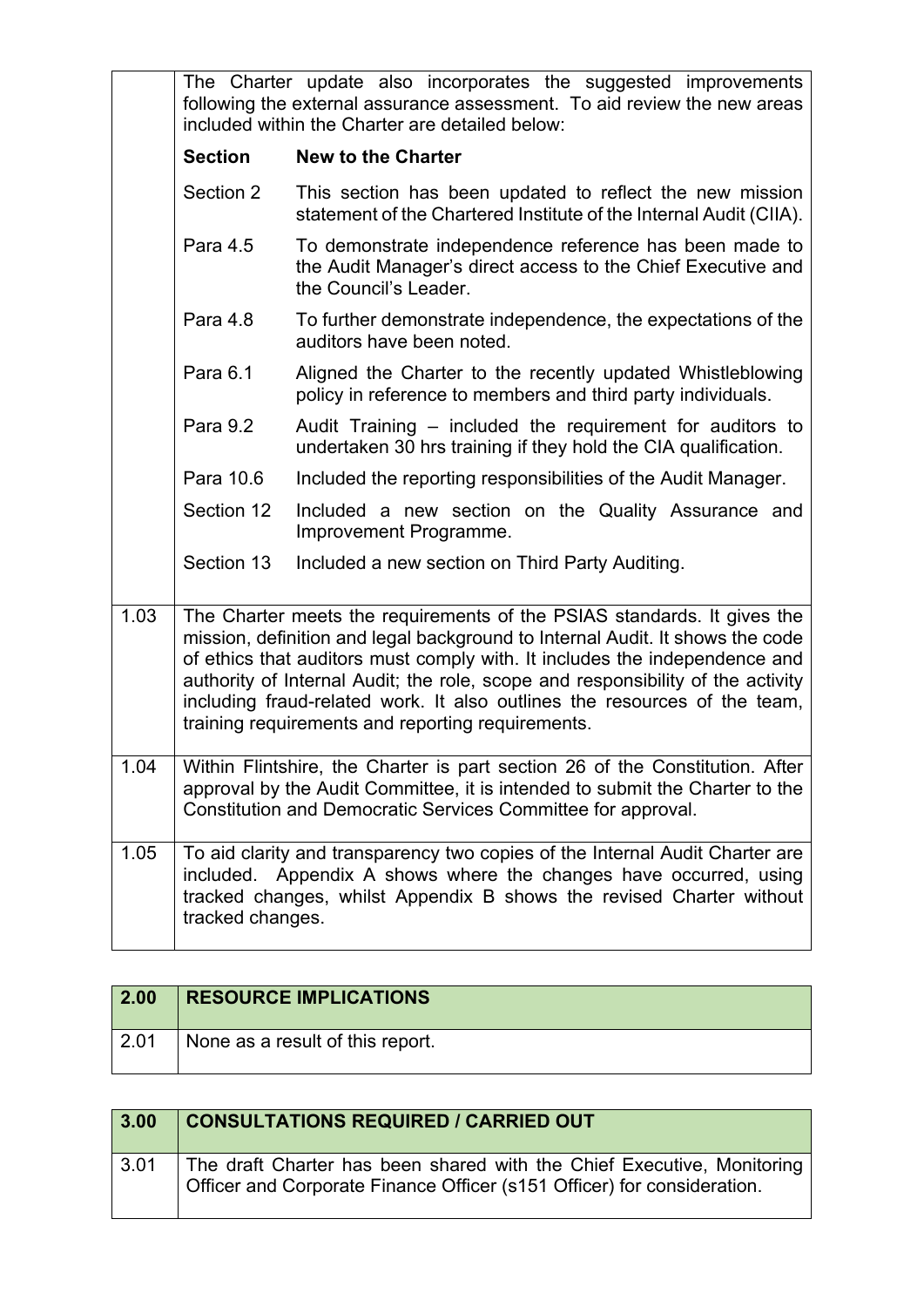| | |
|---|---|
| | The Charter update also incorporates the suggested improvements following the external assurance assessment. To aid review the new areas included within the Charter are detailed below: |

| Section | New to the Charter |
|---|---|
| Section 2 | This section has been updated to reflect the new mission statement of the Chartered Institute of the Internal Audit (CIIA). |
| Para 4.5 | To demonstrate independence reference has been made to the Audit Manager's direct access to the Chief Executive and the Council's Leader. |
| Para 4.8 | To further demonstrate independence, the expectations of the auditors have been noted. |
| Para 6.1 | Aligned the Charter to the recently updated Whistleblowing policy in reference to members and third party individuals. |
| Para 9.2 | Audit Training – included the requirement for auditors to undertaken 30 hrs training if they hold the CIA qualification. |
| Para 10.6 | Included the reporting responsibilities of the Audit Manager. |
| Section 12 | Included a new section on the Quality Assurance and Improvement Programme. |
| Section 13 | Included a new section on Third Party Auditing. |

| | |
|---|---|
| 1.03 | The Charter meets the requirements of the PSIAS standards. It gives the mission, definition and legal background to Internal Audit. It shows the code of ethics that auditors must comply with. It includes the independence and authority of Internal Audit; the role, scope and responsibility of the activity including fraud-related work. It also outlines the resources of the team, training requirements and reporting requirements. |
| 1.04 | Within Flintshire, the Charter is part section 26 of the Constitution. After approval by the Audit Committee, it is intended to submit the Charter to the Constitution and Democratic Services Committee for approval. |
| 1.05 | To aid clarity and transparency two copies of the Internal Audit Charter are included. Appendix A shows where the changes have occurred, using tracked changes, whilst Appendix B shows the revised Charter without tracked changes. |

| 2.00 | RESOURCE IMPLICATIONS |
|---|---|
| 2.01 | None as a result of this report. |

| 3.00 | CONSULTATIONS REQUIRED / CARRIED OUT |
|---|---|
| 3.01 | The draft Charter has been shared with the Chief Executive, Monitoring Officer and Corporate Finance Officer (s151 Officer) for consideration. |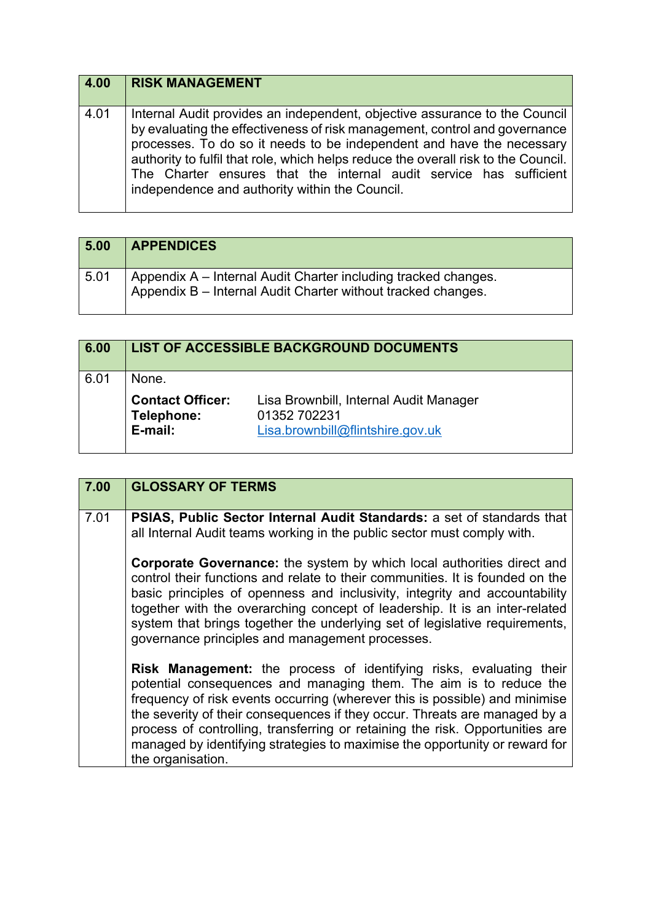| 4.00 | RISK MANAGEMENT |
|---|---|
| 4.01 | Internal Audit provides an independent, objective assurance to the Council by evaluating the effectiveness of risk management, control and governance processes. To do so it needs to be independent and have the necessary authority to fulfil that role, which helps reduce the overall risk to the Council. The Charter ensures that the internal audit service has sufficient independence and authority within the Council. |

| 5.00 | APPENDICES |
|---|---|
| 5.01 | Appendix A – Internal Audit Charter including tracked changes.<br>Appendix B – Internal Audit Charter without tracked changes. |

| 6.00 | LIST OF ACCESSIBLE BACKGROUND DOCUMENTS |
|---|---|
| 6.01 | None.<br><br>**Contact Officer:** Lisa Brownbill, Internal Audit Manager<br>**Telephone:** 01352 702231<br>**E-mail:** Lisa.brownbill@flintshire.gov.uk |

| 7.00 | GLOSSARY OF TERMS |
|---|---|
| 7.01 | **PSIAS, Public Sector Internal Audit Standards:** a set of standards that all Internal Audit teams working in the public sector must comply with.<br><br>**Corporate Governance:** the system by which local authorities direct and control their functions and relate to their communities. It is founded on the basic principles of openness and inclusivity, integrity and accountability together with the overarching concept of leadership. It is an inter-related system that brings together the underlying set of legislative requirements, governance principles and management processes.<br><br>**Risk Management:** the process of identifying risks, evaluating their potential consequences and managing them. The aim is to reduce the frequency of risk events occurring (wherever this is possible) and minimise the severity of their consequences if they occur. Threats are managed by a process of controlling, transferring or retaining the risk. Opportunities are managed by identifying strategies to maximise the opportunity or reward for the organisation. |